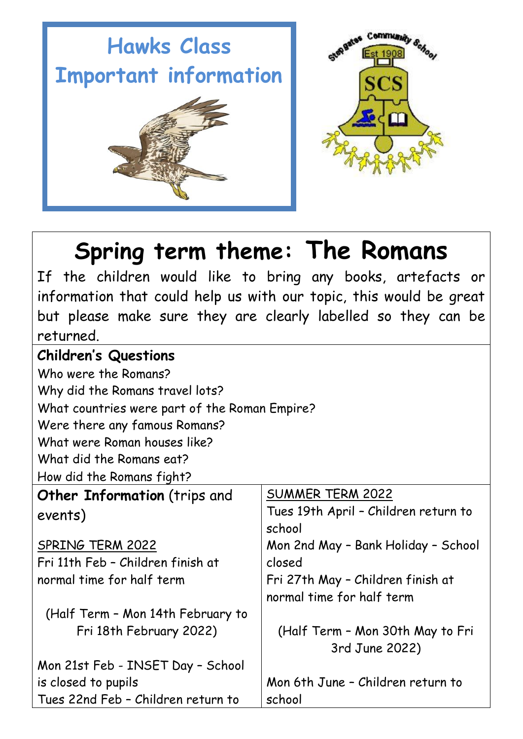# Hawks Class Important information

Stepgates Community School Est 1908 SCS

## Spring term theme: The Romans

If the children would like to bring any books, artefacts or information that could help us with our topic, this would be great but please make sure they are clearly labelled so they can be returned.

**Children's Questions**

Who were the Romans?
Why did the Romans travel lots?
What countries were part of the Roman Empire?
Were there any famous Romans?
What were Roman houses like?
What did the Romans eat?
How did the Romans fight?

**Other Information** (trips and events)

SPRING TERM 2022

Fri 11th Feb – Children finish at normal time for half term

(Half Term – Mon 14th February to Fri 18th February 2022)

Mon 21st Feb - INSET Day – School is closed to pupils

Tues 22nd Feb – Children return to

SUMMER TERM 2022

Tues 19th April – Children return to school

Mon 2nd May – Bank Holiday – School closed

Fri 27th May – Children finish at normal time for half term

(Half Term – Mon 30th May to Fri 3rd June 2022)

Mon 6th June – Children return to school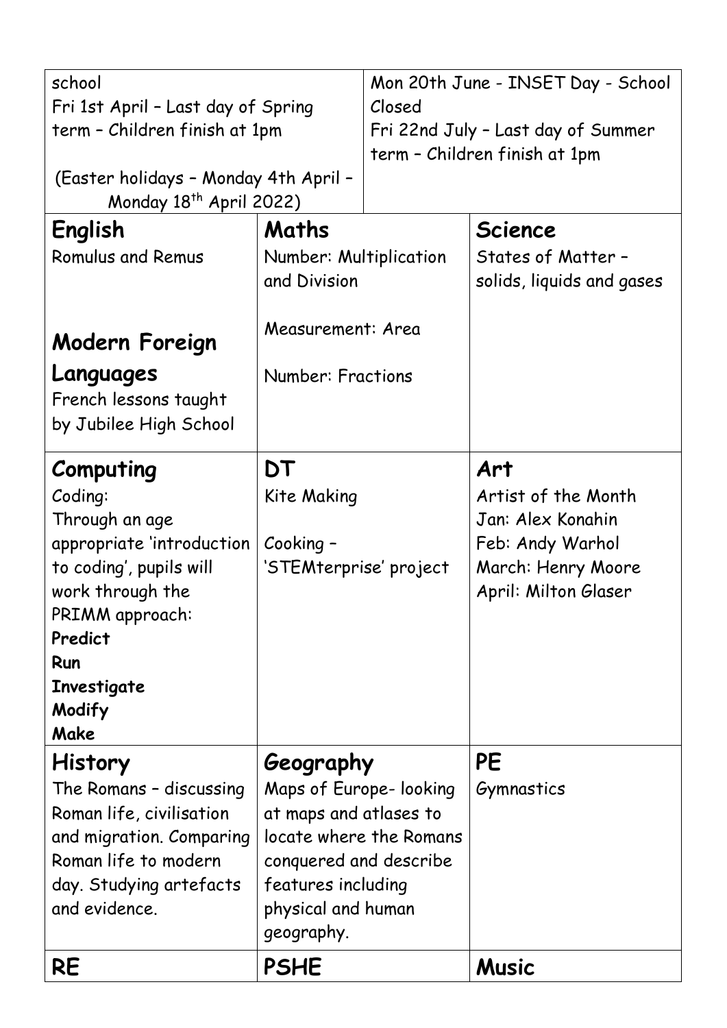| school<br>Fri 1st April – Last day of Spring term – Children finish at 1pm<br><br>(Easter holidays – Monday 4th April – Monday 18th April 2022) | | Mon 20th June - INSET Day - School Closed<br>Fri 22nd July – Last day of Summer term – Children finish at 1pm |
|---|---|---|
| **English**<br>Romulus and Remus<br><br>**Modern Foreign Languages**<br>French lessons taught by Jubilee High School | **Maths**<br>Number: Multiplication and Division<br><br>Measurement: Area<br><br>Number: Fractions | **Science**<br>States of Matter – solids, liquids and gases |
| **Computing**<br>Coding:<br>Through an age appropriate 'introduction to coding', pupils will work through the PRIMM approach:<br>**Predict**<br>**Run**<br>**Investigate**<br>**Modify**<br>**Make** | **DT**<br>Kite Making<br><br>Cooking – 'STEMterprise' project | **Art**<br>Artist of the Month<br>Jan: Alex Konahin<br>Feb: Andy Warhol<br>March: Henry Moore<br>April: Milton Glaser |
| **History**<br>The Romans – discussing Roman life, civilisation and migration. Comparing Roman life to modern day. Studying artefacts and evidence. | **Geography**<br>Maps of Europe- looking at maps and atlases to locate where the Romans conquered and describe features including physical and human geography. | **PE**<br>Gymnastics |
| **RE** | **PSHE** | **Music** |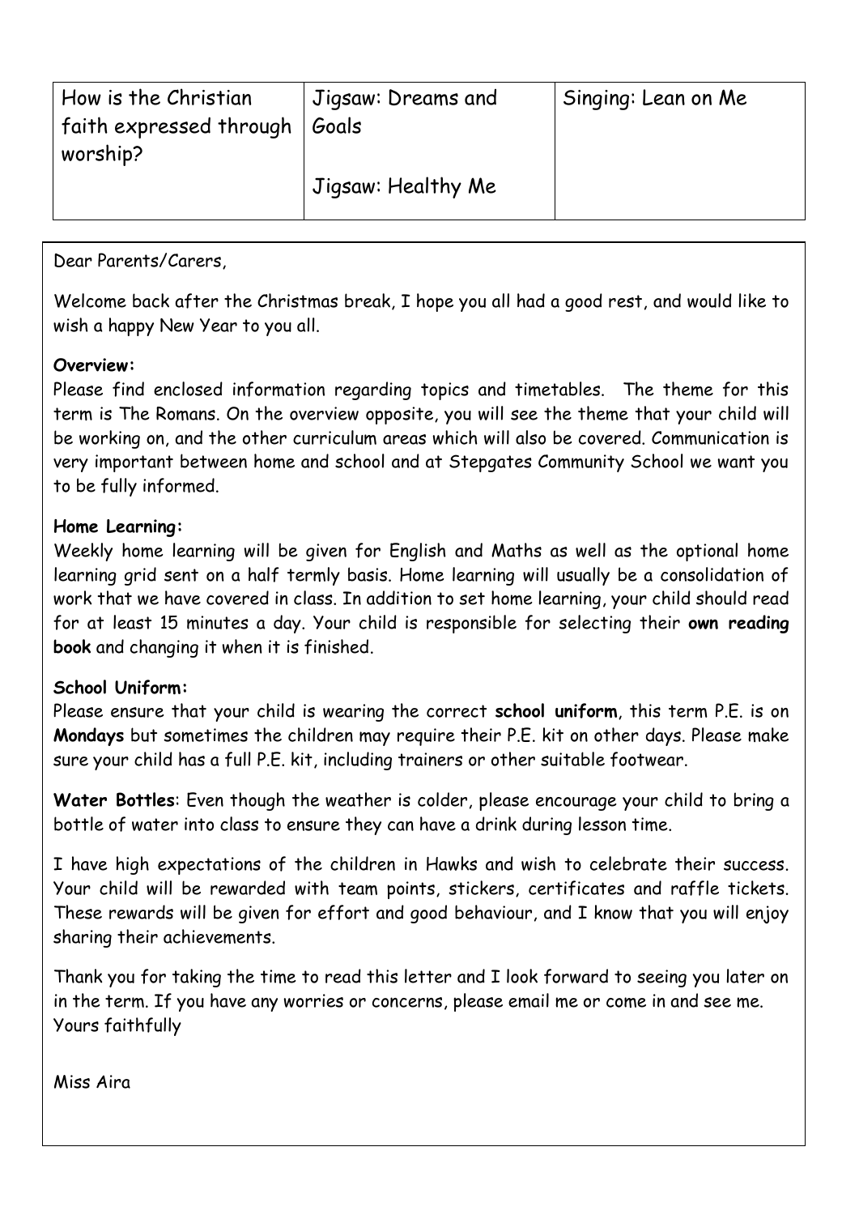| How is the Christian faith expressed through worship? | Jigsaw: Dreams and Goals<br><br>Jigsaw: Healthy Me | Singing: Lean on Me |
|---|---|---|

Dear Parents/Carers,

Welcome back after the Christmas break, I hope you all had a good rest, and would like to wish a happy New Year to you all.

**Overview:**
Please find enclosed information regarding topics and timetables. The theme for this term is The Romans. On the overview opposite, you will see the theme that your child will be working on, and the other curriculum areas which will also be covered. Communication is very important between home and school and at Stepgates Community School we want you to be fully informed.

**Home Learning:**
Weekly home learning will be given for English and Maths as well as the optional home learning grid sent on a half termly basis. Home learning will usually be a consolidation of work that we have covered in class. In addition to set home learning, your child should read for at least 15 minutes a day. Your child is responsible for selecting their **own reading book** and changing it when it is finished.

**School Uniform:**
Please ensure that your child is wearing the correct **school uniform**, this term P.E. is on **Mondays** but sometimes the children may require their P.E. kit on other days. Please make sure your child has a full P.E. kit, including trainers or other suitable footwear.

**Water Bottles**: Even though the weather is colder, please encourage your child to bring a bottle of water into class to ensure they can have a drink during lesson time.

I have high expectations of the children in Hawks and wish to celebrate their success. Your child will be rewarded with team points, stickers, certificates and raffle tickets. These rewards will be given for effort and good behaviour, and I know that you will enjoy sharing their achievements.

Thank you for taking the time to read this letter and I look forward to seeing you later on in the term. If you have any worries or concerns, please email me or come in and see me.
Yours faithfully

Miss Aira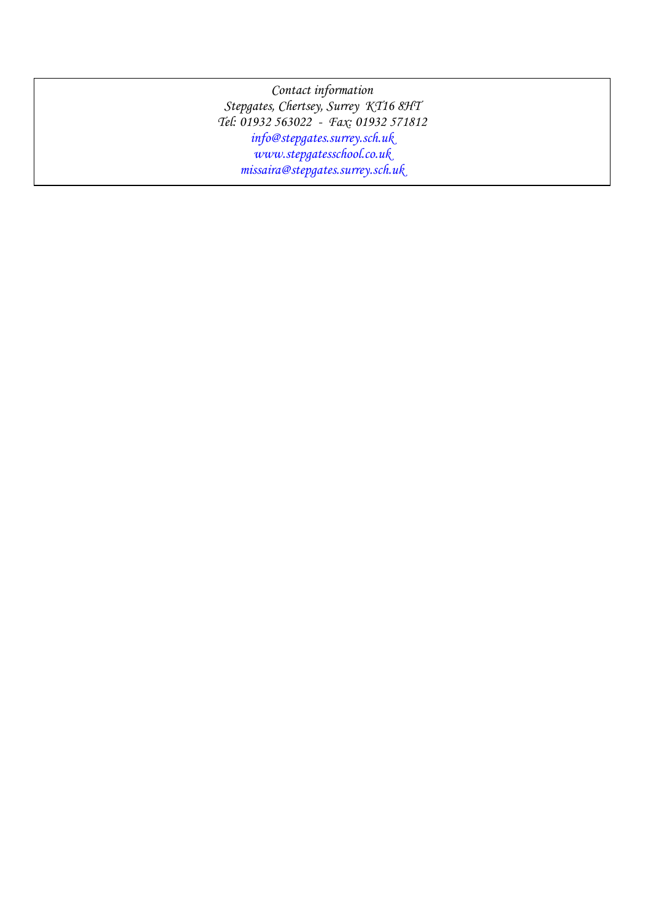*Contact information*
*Stepgates, Chertsey, Surrey KT16 8HT*
*Tel: 01932 563022 - Fax: 01932 571812*
*info@stepgates.surrey.sch.uk*
*www.stepgatesschool.co.uk*
*missaira@stepgates.surrey.sch.uk*